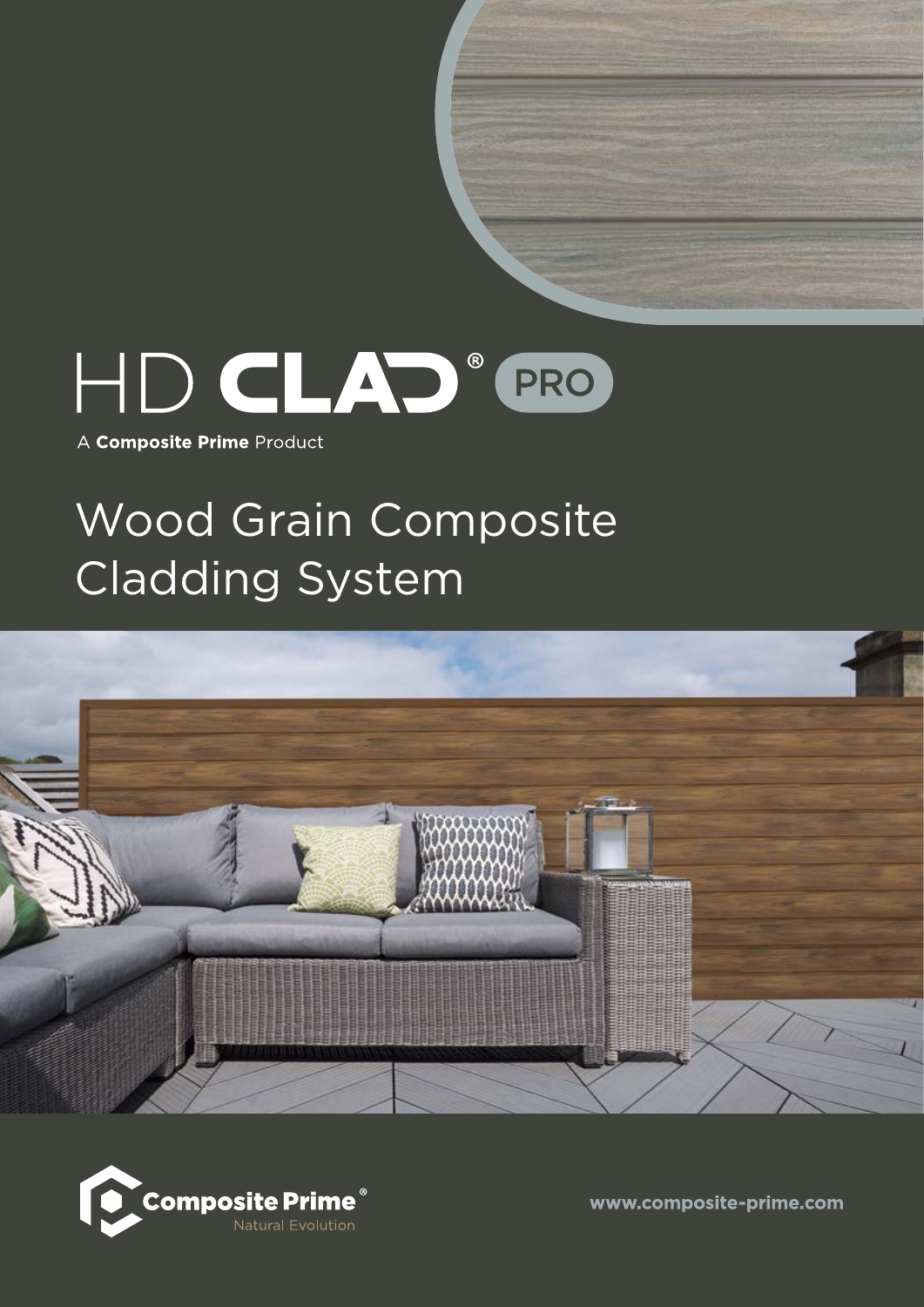# HD CLAD® PRO

A **Composite Prime** Product

## Wood Grain Composite Cladding System

Composite Prime®
Natural Evolution

www.composite-prime.com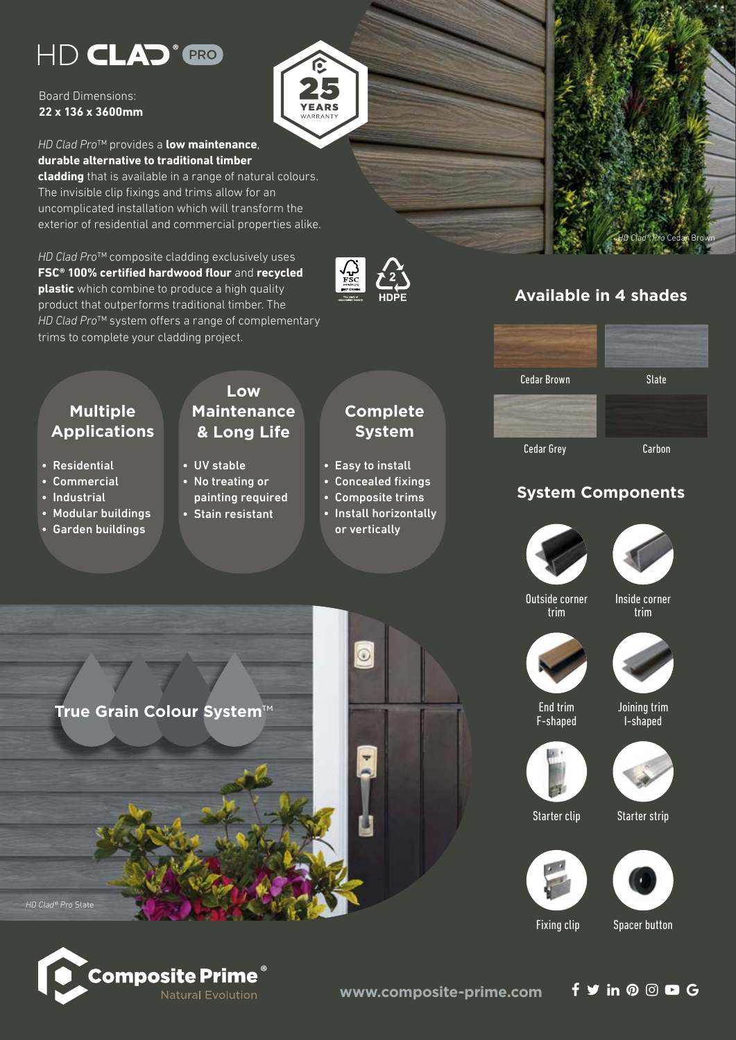# HD CLAD® PRO

Board Dimensions:
**22 x 136 x 3600mm**

25 YEARS WARRANTY

*HD Clad Pro*™ provides a **low maintenance**, **durable alternative to traditional timber cladding** that is available in a range of natural colours. The invisible clip fixings and trims allow for an uncomplicated installation which will transform the exterior of residential and commercial properties alike.

*HD Clad Pro*™ composite cladding exclusively uses **FSC® 100% certified hardwood flour** and **recycled plastic** which combine to produce a high quality product that outperforms traditional timber. The *HD Clad Pro*™ system offers a range of complementary trims to complete your cladding project.

FSC

2 HDPE

*HD Clad® Pro* Cedar Brown

## Multiple Applications

- Residential
- Commercial
- Industrial
- Modular buildings
- Garden buildings

## Low Maintenance & Long Life

- UV stable
- No treating or painting required
- Stain resistant

## Complete System

- Easy to install
- Concealed fixings
- Composite trims
- Install horizontally or vertically

## Available in 4 shades

- Cedar Brown
- Slate
- Cedar Grey
- Carbon

## System Components

- Outside corner trim
- Inside corner trim
- End trim F-shaped
- Joining trim I-shaped
- Starter clip
- Starter strip
- Fixing clip
- Spacer button

True Grain Colour System™

*HD Clad® Pro* Slate

**Composite Prime®**
Natural Evolution

www.composite-prime.com